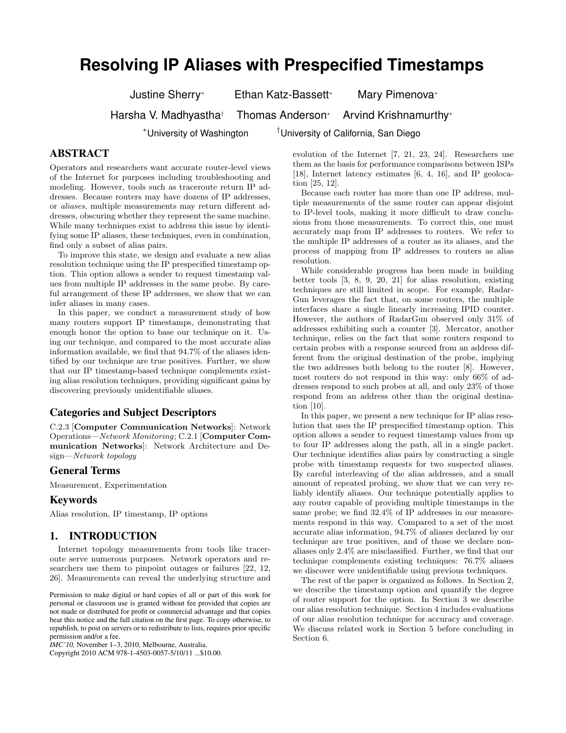# Resolving IP Aliases with Prespecified Timestamps

Justine Sherry* Ethan Katz-Bassett* Mary Pimenova*
Harsha V. Madhyastha† Thomas Anderson* Arvind Krishnamurthy*

*University of Washington †University of California, San Diego

## ABSTRACT

Operators and researchers want accurate router-level views of the Internet for purposes including troubleshooting and modeling. However, tools such as traceroute return IP addresses. Because routers may have dozens of IP addresses, or *aliases*, multiple measurements may return different addresses, obscuring whether they represent the same machine. While many techniques exist to address this issue by identifying some IP aliases, these techniques, even in combination, find only a subset of alias pairs.

To improve this state, we design and evaluate a new alias resolution technique using the IP prespecified timestamp option. This option allows a sender to request timestamp values from multiple IP addresses in the same probe. By careful arrangement of these IP addresses, we show that we can infer aliases in many cases.

In this paper, we conduct a measurement study of how many routers support IP timestamps, demonstrating that enough honor the option to base our technique on it. Using our technique, and compared to the most accurate alias information available, we find that 94.7% of the aliases identified by our technique are true positives. Further, we show that our IP timestamp-based technique complements existing alias resolution techniques, providing significant gains by discovering previously unidentifiable aliases.

### Categories and Subject Descriptors

C.2.3 [**Computer Communication Networks**]: Network Operations—*Network Monitoring*; C.2.1 [**Computer Communication Networks**]: Network Architecture and Design—*Network topology*

### General Terms

Measurement, Experimentation

### Keywords

Alias resolution, IP timestamp, IP options

## 1. INTRODUCTION

Internet topology measurements from tools like traceroute serve numerous purposes. Network operators and researchers use them to pinpoint outages or failures [22, 12, 26]. Measurements can reveal the underlying structure and evolution of the Internet [7, 21, 23, 24]. Researchers use them as the basis for performance comparisons between ISPs [18], Internet latency estimates [6, 4, 16], and IP geolocation [25, 12].

Because each router has more than one IP address, multiple measurements of the same router can appear disjoint to IP-level tools, making it more difficult to draw conclusions from those measurements. To correct this, one must accurately map from IP addresses to routers. We refer to the multiple IP addresses of a router as its aliases, and the process of mapping from IP addresses to routers as alias resolution.

While considerable progress has been made in building better tools [3, 8, 9, 20, 21] for alias resolution, existing techniques are still limited in scope. For example, RadarGun leverages the fact that, on some routers, the multiple interfaces share a single linearly increasing IPID counter. However, the authors of RadarGun observed only 31% of addresses exhibiting such a counter [3]. Mercator, another technique, relies on the fact that some routers respond to certain probes with a response sourced from an address different from the original destination of the probe, implying the two addresses both belong to the router [8]. However, most routers do not respond in this way: only 66% of addresses respond to such probes at all, and only 23% of those respond from an address other than the original destination [10].

In this paper, we present a new technique for IP alias resolution that uses the IP prespecified timestamp option. This option allows a sender to request timestamp values from up to four IP addresses along the path, all in a single packet. Our technique identifies alias pairs by constructing a single probe with timestamp requests for two suspected aliases. By careful interleaving of the alias addresses, and a small amount of repeated probing, we show that we can very reliably identify aliases. Our technique potentially applies to any router capable of providing multiple timestamps in the same probe; we find 32.4% of IP addresses in our measurements respond in this way. Compared to a set of the most accurate alias information, 94.7% of aliases declared by our technique are true positives, and of those we declare non-aliases only 2.4% are misclassified. Further, we find that our technique complements existing techniques: 76.7% aliases we discover were unidentifiable using previous techniques.

The rest of the paper is organized as follows. In Section 2, we describe the timestamp option and quantify the degree of router support for the option. In Section 3 we describe our alias resolution technique. Section 4 includes evaluations of our alias resolution technique for accuracy and coverage. We discuss related work in Section 5 before concluding in Section 6.

Permission to make digital or hard copies of all or part of this work for personal or classroom use is granted without fee provided that copies are not made or distributed for profit or commercial advantage and that copies bear this notice and the full citation on the first page. To copy otherwise, to republish, to post on servers or to redistribute to lists, requires prior specific permission and/or a fee.
*IMC'10,* November 1–3, 2010, Melbourne, Australia.
Copyright 2010 ACM 978-1-4503-0057-5/10/11 ...$10.00.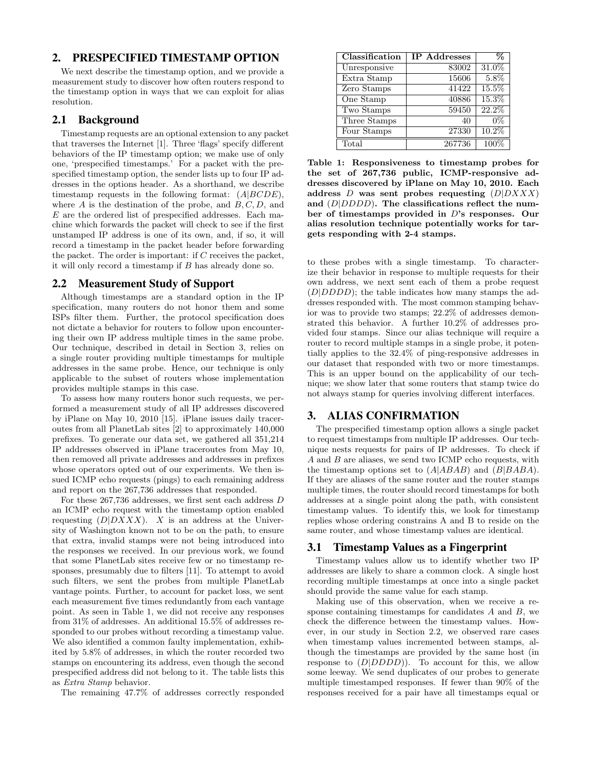## 2. PRESPECIFIED TIMESTAMP OPTION

We next describe the timestamp option, and we provide a measurement study to discover how often routers respond to the timestamp option in ways that we can exploit for alias resolution.

### 2.1 Background

Timestamp requests are an optional extension to any packet that traverses the Internet [1]. Three 'flags' specify different behaviors of the IP timestamp option; we make use of only one, 'prespecified timestamps.' For a packet with the prespecified timestamp option, the sender lists up to four IP addresses in the options header. As a shorthand, we describe timestamp requests in the following format: $(A|BCDE)$, where $A$ is the destination of the probe, and $B, C, D$, and $E$ are the ordered list of prespecified addresses. Each machine which forwards the packet will check to see if the first unstamped IP address is one of its own, and, if so, it will record a timestamp in the packet header before forwarding the packet. The order is important: if $C$ receives the packet, it will only record a timestamp if $B$ has already done so.

### 2.2 Measurement Study of Support

Although timestamps are a standard option in the IP specification, many routers do not honor them and some ISPs filter them. Further, the protocol specification does not dictate a behavior for routers to follow upon encountering their own IP address multiple times in the same probe. Our technique, described in detail in Section 3, relies on a single router providing multiple timestamps for multiple addresses in the same probe. Hence, our technique is only applicable to the subset of routers whose implementation provides multiple stamps in this case.

To assess how many routers honor such requests, we performed a measurement study of all IP addresses discovered by iPlane on May 10, 2010 [15]. iPlane issues daily traceroutes from all PlanetLab sites [2] to approximately 140,000 prefixes. To generate our data set, we gathered all 351,214 IP addresses observed in iPlane traceroutes from May 10, then removed all private addresses and addresses in prefixes whose operators opted out of our experiments. We then issued ICMP echo requests (pings) to each remaining address and report on the 267,736 addresses that responded.

For these 267,736 addresses, we first sent each address $D$ an ICMP echo request with the timestamp option enabled requesting $(D|DXXX)$. $X$ is an address at the University of Washington known not to be on the path, to ensure that extra, invalid stamps were not being introduced into the responses we received. In our previous work, we found that some PlanetLab sites receive few or no timestamp responses, presumably due to filters [11]. To attempt to avoid such filters, we sent the probes from multiple PlanetLab vantage points. Further, to account for packet loss, we sent each measurement five times redundantly from each vantage point. As seen in Table 1, we did not receive any responses from 31% of addresses. An additional 15.5% of addresses responded to our probes without recording a timestamp value. We also identified a common faulty implementation, exhibited by 5.8% of addresses, in which the router recorded two stamps on encountering its address, even though the second prespecified address did not belong to it. The table lists this as *Extra Stamp* behavior.

The remaining 47.7% of addresses correctly responded to these probes with a single timestamp. To characterize their behavior in response to multiple requests for their own address, we next sent each of them a probe request $(D|DDDD)$; the table indicates how many stamps the addresses responded with. The most common stamping behavior was to provide two stamps; 22.2% of addresses demonstrated this behavior. A further 10.2% of addresses provided four stamps. Since our alias technique will require a router to record multiple stamps in a single probe, it potentially applies to the 32.4% of ping-responsive addresses in our dataset that responded with two or more timestamps. This is an upper bound on the applicability of our technique; we show later that some routers that stamp twice do not always stamp for queries involving different interfaces.

| Classification | IP Addresses | % |
|---|---|---|
| Unresponsive | 83002 | 31.0% |
| Extra Stamp | 15606 | 5.8% |
| Zero Stamps | 41422 | 15.5% |
| One Stamp | 40886 | 15.3% |
| Two Stamps | 59450 | 22.2% |
| Three Stamps | 40 | 0% |
| Four Stamps | 27330 | 10.2% |
| Total | 267736 | 100% |

**Table 1: Responsiveness to timestamp probes for the set of 267,736 public, ICMP-responsive addresses discovered by iPlane on May 10, 2010. Each address $D$ was sent probes requesting $(D|DXXX)$ and $(D|DDDD)$. The classifications reflect the number of timestamps provided in $D$'s responses. Our alias resolution technique potentially works for targets responding with 2-4 stamps.**

## 3. ALIAS CONFIRMATION

The prespecified timestamp option allows a single packet to request timestamps from multiple IP addresses. Our technique nests requests for pairs of IP addresses. To check if $A$ and $B$ are aliases, we send two ICMP echo requests, with the timestamp options set to $(A|ABAB)$ and $(B|BABA)$. If they are aliases of the same router and the router stamps multiple times, the router should record timestamps for both addresses at a single point along the path, with consistent timestamp values. To identify this, we look for timestamp replies whose ordering constrains A and B to reside on the same router, and whose timestamp values are identical.

### 3.1 Timestamp Values as a Fingerprint

Timestamp values allow us to identify whether two IP addresses are likely to share a common clock. A single host recording multiple timestamps at once into a single packet should provide the same value for each stamp.

Making use of this observation, when we receive a response containing timestamps for candidates $A$ and $B$, we check the difference between the timestamp values. However, in our study in Section 2.2, we observed rare cases when timestamp values incremented between stamps, although the timestamps are provided by the same host (in response to $(D|DDDD)$). To account for this, we allow some leeway. We send duplicates of our probes to generate multiple timestamped responses. If fewer than 90% of the responses received for a pair have all timestamps equal or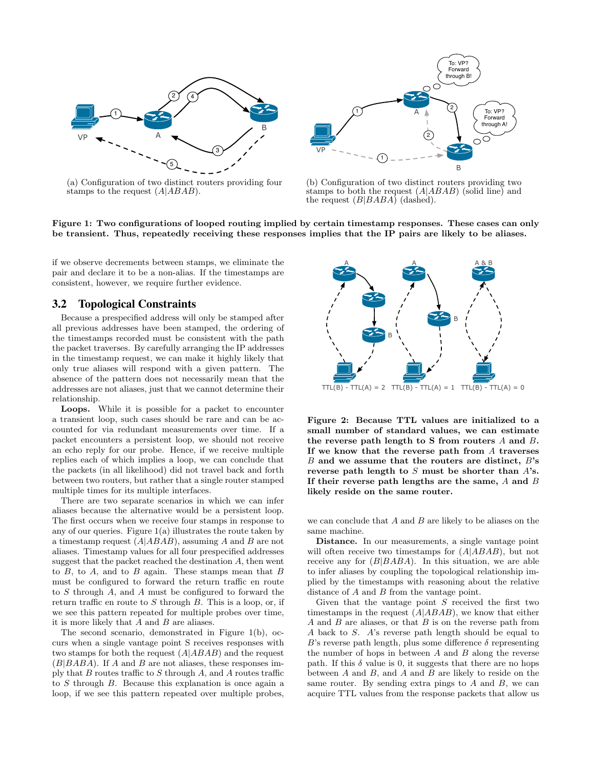(a) Configuration of two distinct routers providing four stamps to the request $(A|ABAB)$.

(b) Configuration of two distinct routers providing two stamps to both the request $(A|ABAB)$ (solid line) and the request $(B|BABA)$ (dashed).

**Figure 1: Two configurations of looped routing implied by certain timestamp responses. These cases can only be transient. Thus, repeatedly receiving these responses implies that the IP pairs are likely to be aliases.**

if we observe decrements between stamps, we eliminate the pair and declare it to be a non-alias. If the timestamps are consistent, however, we require further evidence.

## 3.2 Topological Constraints

Because a prespecified address will only be stamped after all previous addresses have been stamped, the ordering of the timestamps recorded must be consistent with the path the packet traverses. By carefully arranging the IP addresses in the timestamp request, we can make it highly likely that only true aliases will respond with a given pattern. The absence of the pattern does not necessarily mean that the addresses are not aliases, just that we cannot determine their relationship.

**Loops.** While it is possible for a packet to encounter a transient loop, such cases should be rare and can be accounted for via redundant measurements over time. If a packet encounters a persistent loop, we should not receive an echo reply for our probe. Hence, if we receive multiple replies each of which implies a loop, we can conclude that the packets (in all likelihood) did not travel back and forth between two routers, but rather that a single router stamped multiple times for its multiple interfaces.

There are two separate scenarios in which we can infer aliases because the alternative would be a persistent loop. The first occurs when we receive four stamps in response to any of our queries. Figure 1(a) illustrates the route taken by a timestamp request $(A|ABAB)$, assuming $A$ and $B$ are not aliases. Timestamp values for all four prespecified addresses suggest that the packet reached the destination $A$, then went to $B$, to $A$, and to $B$ again. These stamps mean that $B$ must be configured to forward the return traffic en route to $S$ through $A$, and $A$ must be configured to forward the return traffic en route to $S$ through $B$. This is a loop, or, if we see this pattern repeated for multiple probes over time, it is more likely that $A$ and $B$ are aliases.

The second scenario, demonstrated in Figure 1(b), occurs when a single vantage point S receives responses with two stamps for both the request $(A|ABAB)$ and the request $(B|BABA)$. If $A$ and $B$ are not aliases, these responses imply that $B$ routes traffic to $S$ through $A$, and $A$ routes traffic to $S$ through $B$. Because this explanation is once again a loop, if we see this pattern repeated over multiple probes, we can conclude that $A$ and $B$ are likely to be aliases on the same machine.

**Figure 2: Because TTL values are initialized to a small number of standard values, we can estimate the reverse path length to S from routers $A$ and $B$. If we know that the reverse path from $A$ traverses $B$ and we assume that the routers are distinct, $B$'s reverse path length to $S$ must be shorter than $A$'s. If their reverse path lengths are the same, $A$ and $B$ likely reside on the same router.**

**Distance.** In our measurements, a single vantage point will often receive two timestamps for $(A|ABAB)$, but not receive any for $(B|BABA)$. In this situation, we are able to infer aliases by coupling the topological relationship implied by the timestamps with reasoning about the relative distance of $A$ and $B$ from the vantage point.

Given that the vantage point $S$ received the first two timestamps in the request $(A|ABAB)$, we know that either $A$ and $B$ are aliases, or that $B$ is on the reverse path from $A$ back to $S$. $A$'s reverse path length should be equal to $B$'s reverse path length, plus some difference $\delta$ representing the number of hops in between $A$ and $B$ along the reverse path. If this $\delta$ value is 0, it suggests that there are no hops between $A$ and $B$, and $A$ and $B$ are likely to reside on the same router. By sending extra pings to $A$ and $B$, we can acquire TTL values from the response packets that allow us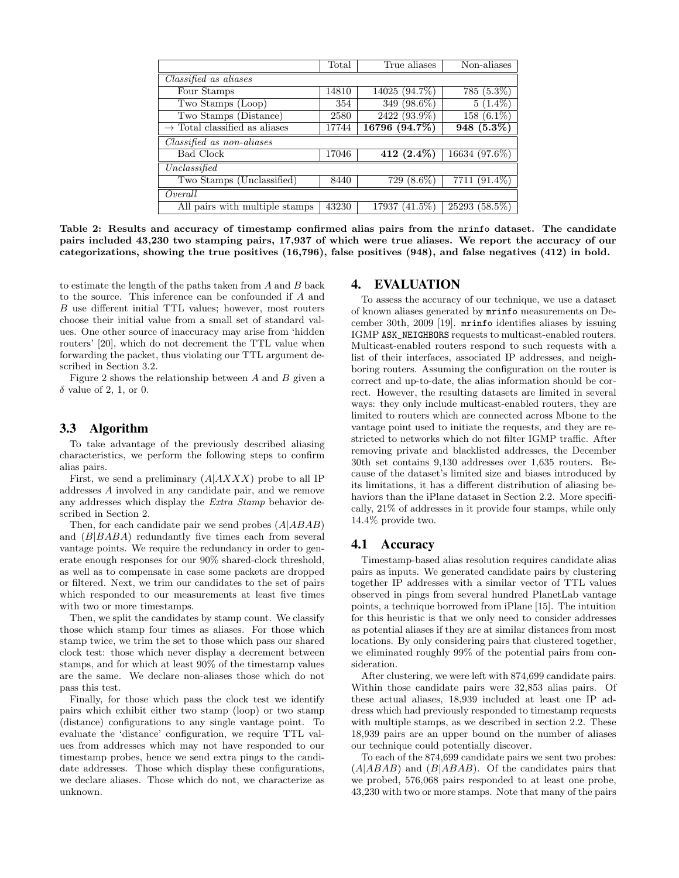| | Total | True aliases | Non-aliases |
|---|---|---|---|
| *Classified as aliases* | | | |
| Four Stamps | 14810 | 14025 (94.7%) | 785 (5.3%) |
| Two Stamps (Loop) | 354 | 349 (98.6%) | 5 (1.4%) |
| Two Stamps (Distance) | 2580 | 2422 (93.9%) | 158 (6.1%) |
| → Total classified as aliases | 17744 | **16796 (94.7%)** | **948 (5.3%)** |
| *Classified as non-aliases* | | | |
| Bad Clock | 17046 | **412 (2.4%)** | 16634 (97.6%) |
| *Unclassified* | | | |
| Two Stamps (Unclassified) | 8440 | 729 (8.6%) | 7711 (91.4%) |
| *Overall* | | | |
| All pairs with multiple stamps | 43230 | 17937 (41.5%) | 25293 (58.5%) |

**Table 2: Results and accuracy of timestamp confirmed alias pairs from the mrinfo dataset. The candidate pairs included 43,230 two stamping pairs, 17,937 of which were true aliases. We report the accuracy of our categorizations, showing the true positives (16,796), false positives (948), and false negatives (412) in bold.**

to estimate the length of the paths taken from $A$ and $B$ back to the source. This inference can be confounded if $A$ and $B$ use different initial TTL values; however, most routers choose their initial value from a small set of standard values. One other source of inaccuracy may arise from 'hidden routers' [20], which do not decrement the TTL value when forwarding the packet, thus violating our TTL argument described in Section 3.2.

Figure 2 shows the relationship between $A$ and $B$ given a $\delta$ value of 2, 1, or 0.

### 3.3 Algorithm

To take advantage of the previously described aliasing characteristics, we perform the following steps to confirm alias pairs.

First, we send a preliminary $(A|AXXX)$ probe to all IP addresses $A$ involved in any candidate pair, and we remove any addresses which display the *Extra Stamp* behavior described in Section 2.

Then, for each candidate pair we send probes $(A|ABAB)$ and $(B|BABA)$ redundantly five times each from several vantage points. We require the redundancy in order to generate enough responses for our 90% shared-clock threshold, as well as to compensate in case some packets are dropped or filtered. Next, we trim our candidates to the set of pairs which responded to our measurements at least five times with two or more timestamps.

Then, we split the candidates by stamp count. We classify those which stamp four times as aliases. For those which stamp twice, we trim the set to those which pass our shared clock test: those which never display a decrement between stamps, and for which at least 90% of the timestamp values are the same. We declare non-aliases those which do not pass this test.

Finally, for those which pass the clock test we identify pairs which exhibit either two stamp (loop) or two stamp (distance) configurations to any single vantage point. To evaluate the 'distance' configuration, we require TTL values from addresses which may not have responded to our timestamp probes, hence we send extra pings to the candidate addresses. Those which display these configurations, we declare aliases. Those which do not, we characterize as unknown.

## 4. EVALUATION

To assess the accuracy of our technique, we use a dataset of known aliases generated by mrinfo measurements on December 30th, 2009 [19]. mrinfo identifies aliases by issuing IGMP ASK_NEIGHBORS requests to multicast-enabled routers. Multicast-enabled routers respond to such requests with a list of their interfaces, associated IP addresses, and neighboring routers. Assuming the configuration on the router is correct and up-to-date, the alias information should be correct. However, the resulting datasets are limited in several ways: they only include multicast-enabled routers, they are limited to routers which are connected across Mbone to the vantage point used to initiate the requests, and they are restricted to networks which do not filter IGMP traffic. After removing private and blacklisted addresses, the December 30th set contains 9,130 addresses over 1,635 routers. Because of the dataset's limited size and biases introduced by its limitations, it has a different distribution of aliasing behaviors than the iPlane dataset in Section 2.2. More specifically, 21% of addresses in it provide four stamps, while only 14.4% provide two.

### 4.1 Accuracy

Timestamp-based alias resolution requires candidate alias pairs as inputs. We generated candidate pairs by clustering together IP addresses with a similar vector of TTL values observed in pings from several hundred PlanetLab vantage points, a technique borrowed from iPlane [15]. The intuition for this heuristic is that we only need to consider addresses as potential aliases if they are at similar distances from most locations. By only considering pairs that clustered together, we eliminated roughly 99% of the potential pairs from consideration.

After clustering, we were left with 874,699 candidate pairs. Within those candidate pairs were 32,853 alias pairs. Of these actual aliases, 18,939 included at least one IP address which had previously responded to timestamp requests with multiple stamps, as we described in section 2.2. These 18,939 pairs are an upper bound on the number of aliases our technique could potentially discover.

To each of the 874,699 candidate pairs we sent two probes: $(A|ABAB)$ and $(B|ABAB)$. Of the candidates pairs that we probed, 576,068 pairs responded to at least one probe, 43,230 with two or more stamps. Note that many of the pairs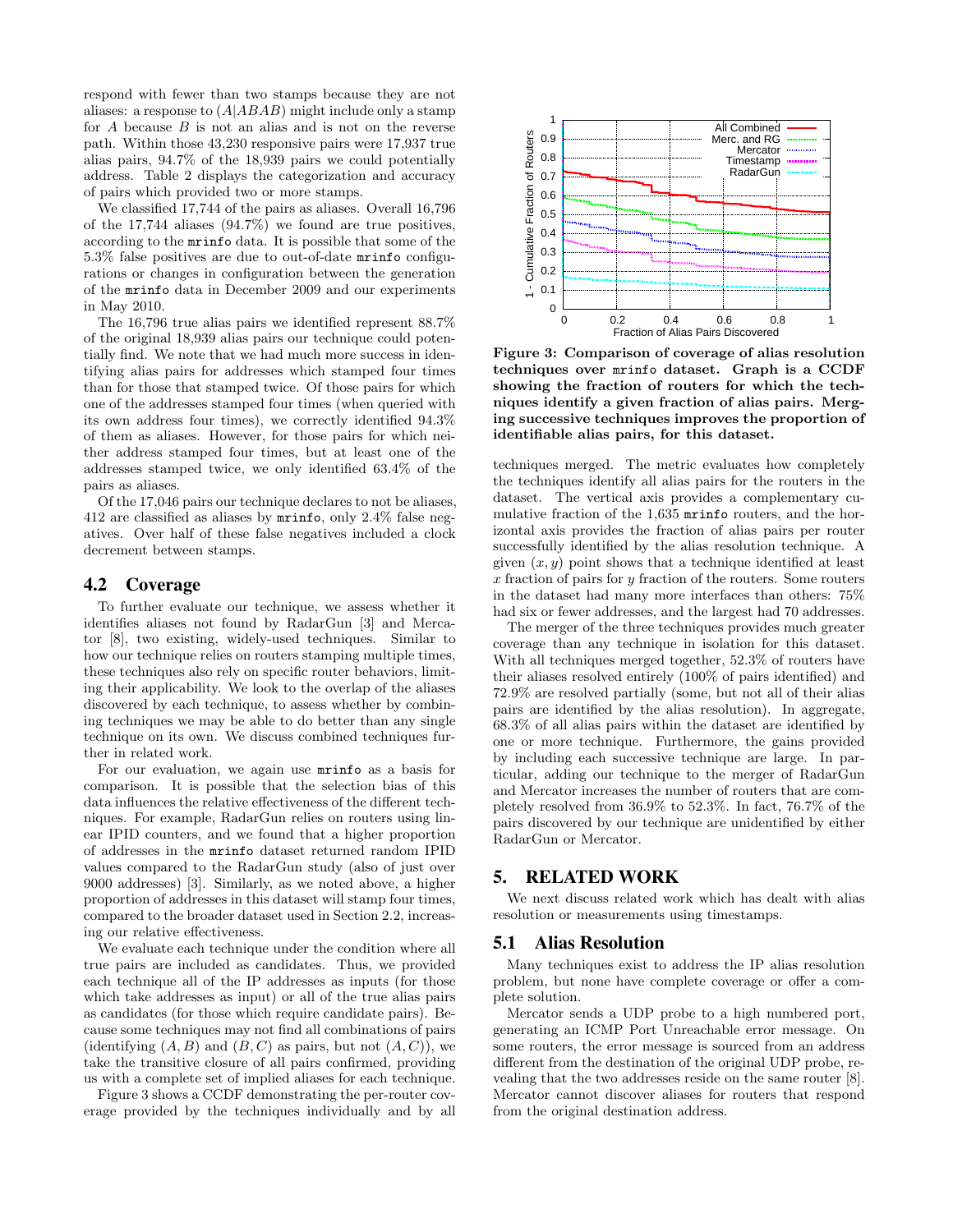respond with fewer than two stamps because they are not aliases: a response to $(A|ABAB)$ might include only a stamp for $A$ because $B$ is not an alias and is not on the reverse path. Within those 43,230 responsive pairs were 17,937 true alias pairs, 94.7% of the 18,939 pairs we could potentially address. Table 2 displays the categorization and accuracy of pairs which provided two or more stamps.

We classified 17,744 of the pairs as aliases. Overall 16,796 of the 17,744 aliases (94.7%) we found are true positives, according to the `mrinfo` data. It is possible that some of the 5.3% false positives are due to out-of-date `mrinfo` configurations or changes in configuration between the generation of the `mrinfo` data in December 2009 and our experiments in May 2010.

The 16,796 true alias pairs we identified represent 88.7% of the original 18,939 alias pairs our technique could potentially find. We note that we had much more success in identifying alias pairs for addresses which stamped four times than for those that stamped twice. Of those pairs for which one of the addresses stamped four times (when queried with its own address four times), we correctly identified 94.3% of them as aliases. However, for those pairs for which neither address stamped four times, but at least one of the addresses stamped twice, we only identified 63.4% of the pairs as aliases.

Of the 17,046 pairs our technique declares to not be aliases, 412 are classified as aliases by `mrinfo`, only 2.4% false negatives. Over half of these false negatives included a clock decrement between stamps.

## 4.2 Coverage

To further evaluate our technique, we assess whether it identifies aliases not found by RadarGun [3] and Mercator [8], two existing, widely-used techniques. Similar to how our technique relies on routers stamping multiple times, these techniques also rely on specific router behaviors, limiting their applicability. We look to the overlap of the aliases discovered by each technique, to assess whether by combining techniques we may be able to do better than any single technique on its own. We discuss combined techniques further in related work.

For our evaluation, we again use `mrinfo` as a basis for comparison. It is possible that the selection bias of this data influences the relative effectiveness of the different techniques. For example, RadarGun relies on routers using linear IPID counters, and we found that a higher proportion of addresses in the `mrinfo` dataset returned random IPID values compared to the RadarGun study (also of just over 9000 addresses) [3]. Similarly, as we noted above, a higher proportion of addresses in this dataset will stamp four times, compared to the broader dataset used in Section 2.2, increasing our relative effectiveness.

We evaluate each technique under the condition where all true pairs are included as candidates. Thus, we provided each technique all of the IP addresses as inputs (for those which take addresses as input) or all of the true alias pairs as candidates (for those which require candidate pairs). Because some techniques may not find all combinations of pairs (identifying $(A, B)$ and $(B, C)$ as pairs, but not $(A, C)$), we take the transitive closure of all pairs confirmed, providing us with a complete set of implied aliases for each technique.

Figure 3 shows a CCDF demonstrating the per-router coverage provided by the techniques individually and by all techniques merged. The metric evaluates how completely the techniques identify all alias pairs for the routers in the dataset. The vertical axis provides a complementary cumulative fraction of the 1,635 `mrinfo` routers, and the horizontal axis provides the fraction of alias pairs per router successfully identified by the alias resolution technique. A given $(x, y)$ point shows that a technique identified at least $x$ fraction of pairs for $y$ fraction of the routers. Some routers in the dataset had many more interfaces than others: 75% had six or fewer addresses, and the largest had 70 addresses.

**Figure 3: Comparison of coverage of alias resolution techniques over `mrinfo` dataset. Graph is a CCDF showing the fraction of routers for which the techniques identify a given fraction of alias pairs. Merging successive techniques improves the proportion of identifiable alias pairs, for this dataset.**

The merger of the three techniques provides much greater coverage than any technique in isolation for this dataset. With all techniques merged together, 52.3% of routers have their aliases resolved entirely (100% of pairs identified) and 72.9% are resolved partially (some, but not all of their alias pairs are identified by the alias resolution). In aggregate, 68.3% of all alias pairs within the dataset are identified by one or more techniques. Furthermore, the gains provided by including each successive technique are large. In particular, adding our technique to the merger of RadarGun and Mercator increases the number of routers that are completely resolved from 36.9% to 52.3%. In fact, 76.7% of the pairs discovered by our technique are unidentified by either RadarGun or Mercator.

# 5. RELATED WORK

We next discuss related work which has dealt with alias resolution or measurements using timestamps.

## 5.1 Alias Resolution

Many techniques exist to address the IP alias resolution problem, but none have complete coverage or offer a complete solution.

Mercator sends a UDP probe to a high numbered port, generating an ICMP Port Unreachable error message. On some routers, the error message is sourced from an address different from the destination of the original UDP probe, revealing that the two addresses reside on the same router [8]. Mercator cannot discover aliases for routers that respond from the original destination address.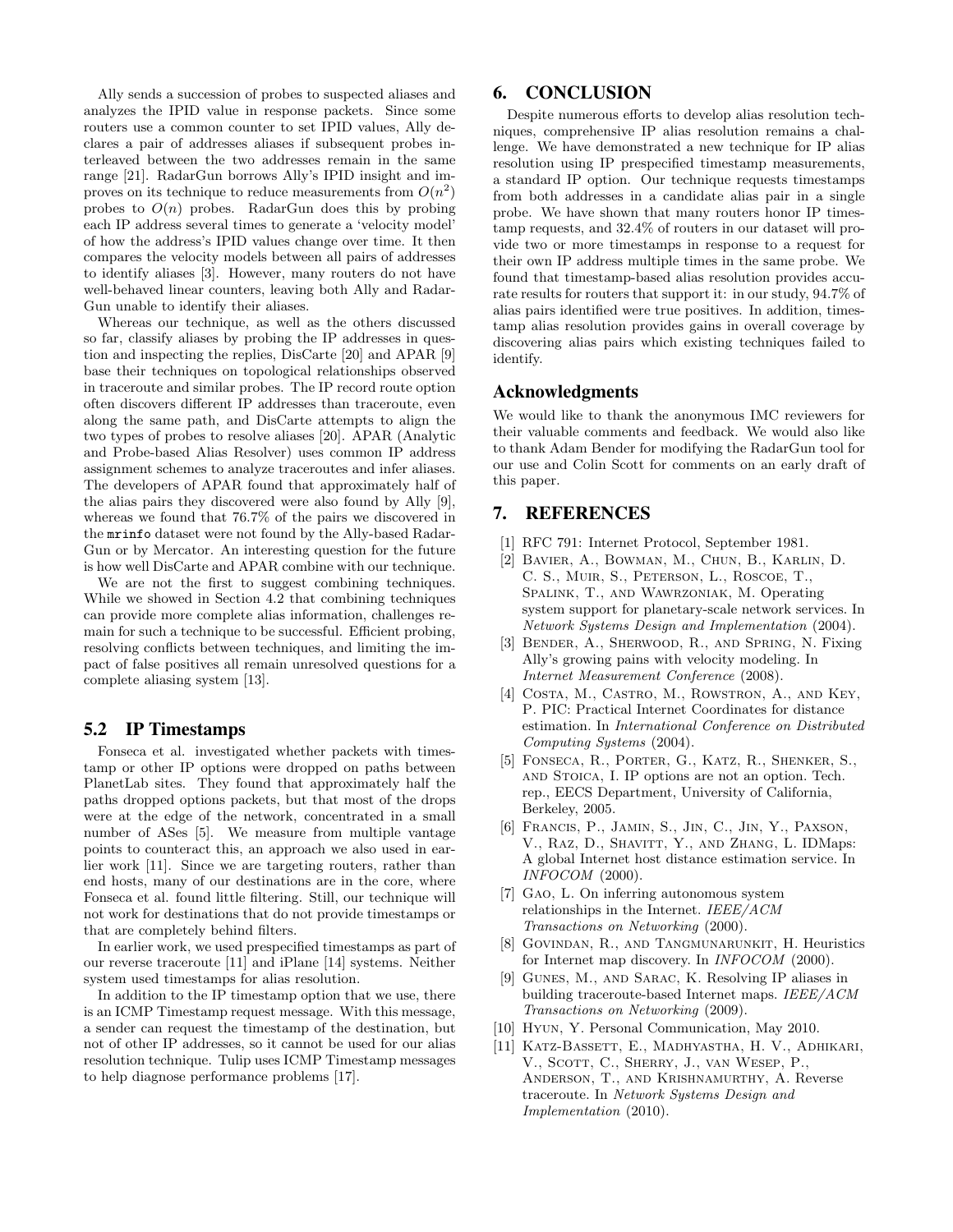Ally sends a succession of probes to suspected aliases and analyzes the IPID value in response packets. Since some routers use a common counter to set IPID values, Ally declares a pair of addresses aliases if subsequent probes interleaved between the two addresses remain in the same range [21]. RadarGun borrows Ally's IPID insight and improves on its technique to reduce measurements from $O(n^2)$ probes to $O(n)$ probes. RadarGun does this by probing each IP address several times to generate a 'velocity model' of how the address's IPID values change over time. It then compares the velocity models between all pairs of addresses to identify aliases [3]. However, many routers do not have well-behaved linear counters, leaving both Ally and RadarGun unable to identify their aliases.

Whereas our technique, as well as the others discussed so far, classify aliases by probing the IP addresses in question and inspecting the replies, DisCarte [20] and APAR [9] base their techniques on topological relationships observed in traceroute and similar probes. The IP record route option often discovers different IP addresses than traceroute, even along the same path, and DisCarte attempts to align the two types of probes to resolve aliases [20]. APAR (Analytic and Probe-based Alias Resolver) uses common IP address assignment schemes to analyze traceroutes and infer aliases. The developers of APAR found that approximately half of the alias pairs they discovered were also found by Ally [9], whereas we found that 76.7% of the pairs we discovered in the `mrinfo` dataset were not found by the Ally-based RadarGun or by Mercator. An interesting question for the future is how well DisCarte and APAR combine with our technique.

We are not the first to suggest combining techniques. While we showed in Section 4.2 that combining techniques can provide more complete alias information, challenges remain for such a technique to be successful. Efficient probing, resolving conflicts between techniques, and limiting the impact of false positives all remain unresolved questions for a complete aliasing system [13].

## 5.2 IP Timestamps

Fonseca et al. investigated whether packets with timestamp or other IP options were dropped on paths between PlanetLab sites. They found that approximately half the paths dropped options packets, but that most of the drops were at the edge of the network, concentrated in a small number of ASes [5]. We measure from multiple vantage points to counteract this, an approach we also used in earlier work [11]. Since we are targeting routers, rather than end hosts, many of our destinations are in the core, where Fonseca et al. found little filtering. Still, our technique will not work for destinations that do not provide timestamps or that are completely behind filters.

In earlier work, we used prespecified timestamps as part of our reverse traceroute [11] and iPlane [14] systems. Neither system used timestamps for alias resolution.

In addition to the IP timestamp option that we use, there is an ICMP Timestamp request message. With this message, a sender can request the timestamp of the destination, but not of other IP addresses, so it cannot be used for our alias resolution technique. Tulip uses ICMP Timestamp messages to help diagnose performance problems [17].

# 6. CONCLUSION

Despite numerous efforts to develop alias resolution techniques, comprehensive IP alias resolution remains a challenge. We have demonstrated a new technique for IP alias resolution using IP prespecified timestamp measurements, a standard IP option. Our technique requests timestamps from both addresses in a candidate alias pair in a single probe. We have shown that many routers honor IP timestamp requests, and 32.4% of routers in our dataset will provide two or more timestamps in response to a request for their own IP address multiple times in the same probe. We found that timestamp-based alias resolution provides accurate results for routers that support it: in our study, 94.7% of alias pairs identified were true positives. In addition, timestamp alias resolution provides gains in overall coverage by discovering alias pairs which existing techniques failed to identify.

## Acknowledgments

We would like to thank the anonymous IMC reviewers for their valuable comments and feedback. We would also like to thank Adam Bender for modifying the RadarGun tool for our use and Colin Scott for comments on an early draft of this paper.

# 7. REFERENCES

[1] RFC 791: Internet Protocol, September 1981.

[2] Bavier, A., Bowman, M., Chun, B., Karlin, D. C. S., Muir, S., Peterson, L., Roscoe, T., Spalink, T., and Wawrzoniak, M. Operating system support for planetary-scale network services. In *Network Systems Design and Implementation* (2004).

[3] Bender, A., Sherwood, R., and Spring, N. Fixing Ally's growing pains with velocity modeling. In *Internet Measurement Conference* (2008).

[4] Costa, M., Castro, M., Rowstron, A., and Key, P. PIC: Practical Internet Coordinates for distance estimation. In *International Conference on Distributed Computing Systems* (2004).

[5] Fonseca, R., Porter, G., Katz, R., Shenker, S., and Stoica, I. IP options are not an option. Tech. rep., EECS Department, University of California, Berkeley, 2005.

[6] Francis, P., Jamin, S., Jin, C., Jin, Y., Paxson, V., Raz, D., Shavitt, Y., and Zhang, L. IDMaps: A global Internet host distance estimation service. In *INFOCOM* (2000).

[7] Gao, L. On inferring autonomous system relationships in the Internet. *IEEE/ACM Transactions on Networking* (2000).

[8] Govindan, R., and Tangmunarunkit, H. Heuristics for Internet map discovery. In *INFOCOM* (2000).

[9] Gunes, M., and Sarac, K. Resolving IP aliases in building traceroute-based Internet maps. *IEEE/ACM Transactions on Networking* (2009).

[10] Hyun, Y. Personal Communication, May 2010.

[11] Katz-Bassett, E., Madhyastha, H. V., Adhikari, V., Scott, C., Sherry, J., van Wesep, P., Anderson, T., and Krishnamurthy, A. Reverse traceroute. In *Network Systems Design and Implementation* (2010).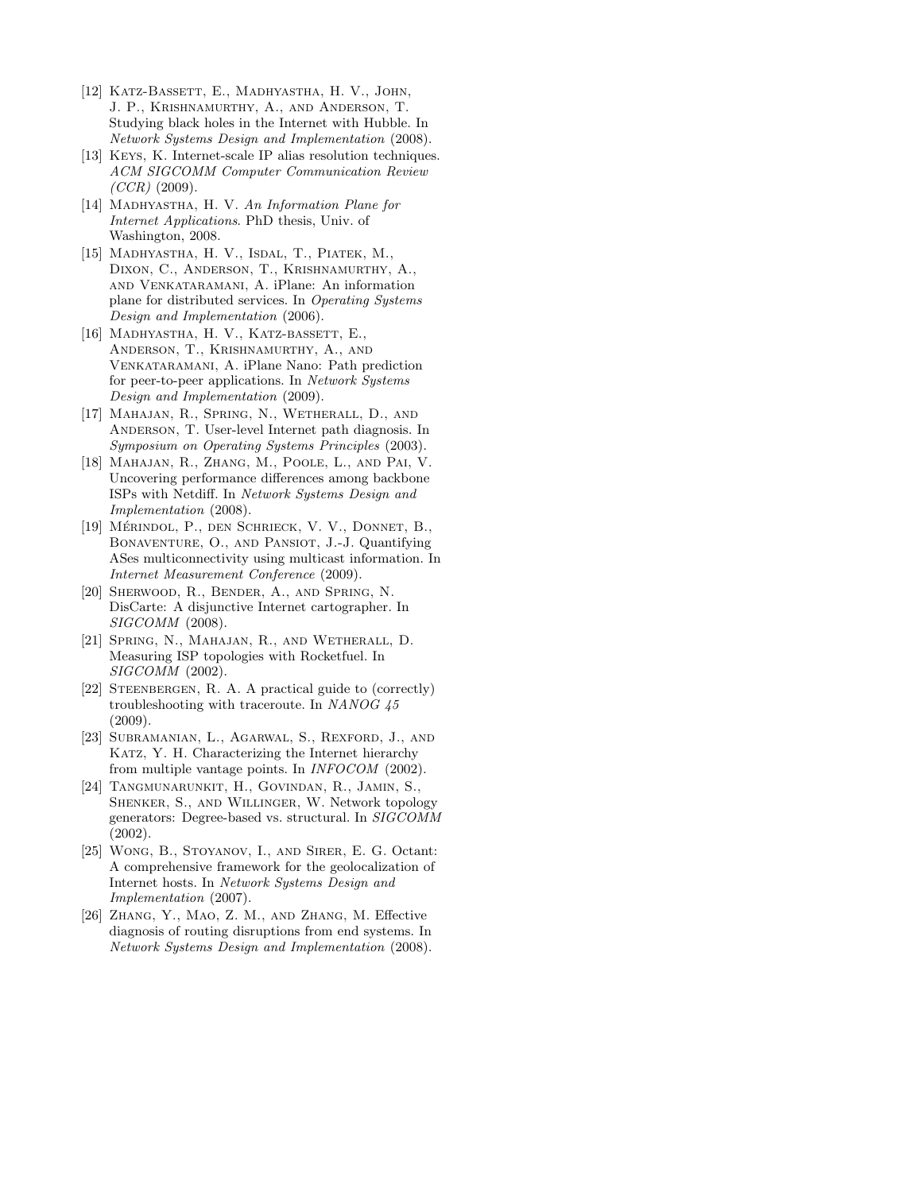[12] Katz-Bassett, E., Madhyastha, H. V., John, J. P., Krishnamurthy, A., and Anderson, T. Studying black holes in the Internet with Hubble. In *Network Systems Design and Implementation* (2008).

[13] Keys, K. Internet-scale IP alias resolution techniques. *ACM SIGCOMM Computer Communication Review (CCR)* (2009).

[14] Madhyastha, H. V. *An Information Plane for Internet Applications*. PhD thesis, Univ. of Washington, 2008.

[15] Madhyastha, H. V., Isdal, T., Piatek, M., Dixon, C., Anderson, T., Krishnamurthy, A., and Venkataramani, A. iPlane: An information plane for distributed services. In *Operating Systems Design and Implementation* (2006).

[16] Madhyastha, H. V., Katz-bassett, E., Anderson, T., Krishnamurthy, A., and Venkataramani, A. iPlane Nano: Path prediction for peer-to-peer applications. In *Network Systems Design and Implementation* (2009).

[17] Mahajan, R., Spring, N., Wetherall, D., and Anderson, T. User-level Internet path diagnosis. In *Symposium on Operating Systems Principles* (2003).

[18] Mahajan, R., Zhang, M., Poole, L., and Pai, V. Uncovering performance differences among backbone ISPs with Netdiff. In *Network Systems Design and Implementation* (2008).

[19] Mérindol, P., den Schrieck, V. V., Donnet, B., Bonaventure, O., and Pansiot, J.-J. Quantifying ASes multiconnectivity using multicast information. In *Internet Measurement Conference* (2009).

[20] Sherwood, R., Bender, A., and Spring, N. DisCarte: A disjunctive Internet cartographer. In *SIGCOMM* (2008).

[21] Spring, N., Mahajan, R., and Wetherall, D. Measuring ISP topologies with Rocketfuel. In *SIGCOMM* (2002).

[22] Steenbergen, R. A. A practical guide to (correctly) troubleshooting with traceroute. In *NANOG 45* (2009).

[23] Subramanian, L., Agarwal, S., Rexford, J., and Katz, Y. H. Characterizing the Internet hierarchy from multiple vantage points. In *INFOCOM* (2002).

[24] Tangmunarunkit, H., Govindan, R., Jamin, S., Shenker, S., and Willinger, W. Network topology generators: Degree-based vs. structural. In *SIGCOMM* (2002).

[25] Wong, B., Stoyanov, I., and Sirer, E. G. Octant: A comprehensive framework for the geolocalization of Internet hosts. In *Network Systems Design and Implementation* (2007).

[26] Zhang, Y., Mao, Z. M., and Zhang, M. Effective diagnosis of routing disruptions from end systems. In *Network Systems Design and Implementation* (2008).